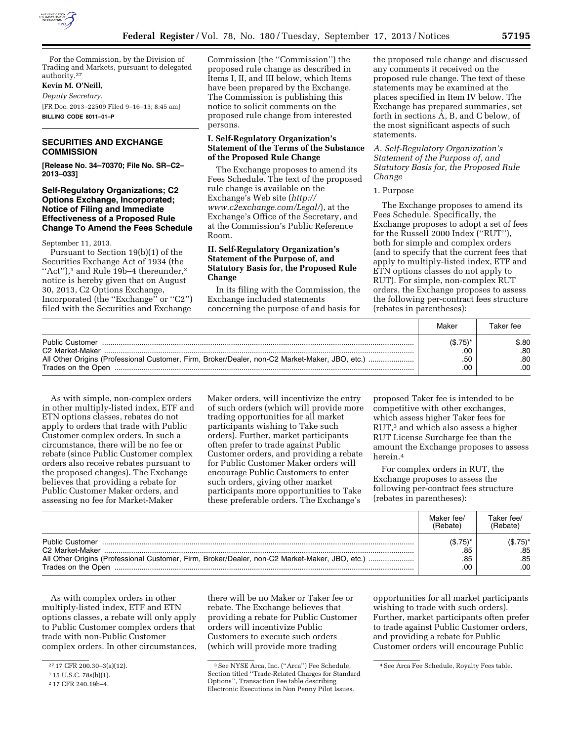For the Commission, by the Division of Trading and Markets, pursuant to delegated authority.[27]

**Kevin M. O'Neill,**

*Deputy Secretary.*

[FR Doc. 2013–22509 Filed 9–16–13; 8:45 am]

**BILLING CODE 8011–01–P**

## SECURITIES AND EXCHANGE COMMISSION

**[Release No. 34–70370; File No. SR–C2–2013–033]**

## Self-Regulatory Organizations; C2 Options Exchange, Incorporated; Notice of Filing and Immediate Effectiveness of a Proposed Rule Change To Amend the Fees Schedule

September 11, 2013.

Pursuant to Section 19(b)(1) of the Securities Exchange Act of 1934 (the "Act"),[1] and Rule 19b–4 thereunder,[2] notice is hereby given that on August 30, 2013, C2 Options Exchange, Incorporated (the "Exchange" or "C2") filed with the Securities and Exchange Commission (the "Commission") the proposed rule change as described in Items I, II, and III below, which Items have been prepared by the Exchange. The Commission is publishing this notice to solicit comments on the proposed rule change from interested persons.

### I. Self-Regulatory Organization's Statement of the Terms of the Substance of the Proposed Rule Change

The Exchange proposes to amend its Fees Schedule. The text of the proposed rule change is available on the Exchange's Web site (*http://www.c2exchange.com/Legal/*), at the Exchange's Office of the Secretary, and at the Commission's Public Reference Room.

### II. Self-Regulatory Organization's Statement of the Purpose of, and Statutory Basis for, the Proposed Rule Change

In its filing with the Commission, the Exchange included statements concerning the purpose of and basis for the proposed rule change and discussed any comments it received on the proposed rule change. The text of these statements may be examined at the places specified in Item IV below. The Exchange has prepared summaries, set forth in sections A, B, and C below, of the most significant aspects of such statements.

*A. Self-Regulatory Organization's Statement of the Purpose of, and Statutory Basis for, the Proposed Rule Change*

1. Purpose

The Exchange proposes to amend its Fees Schedule. Specifically, the Exchange proposes to adopt a set of fees for the Russell 2000 Index ("RUT"), both for simple and complex orders (and to specify that the current fees that apply to multiply-listed index, ETF and ETN options classes do not apply to RUT). For simple, non-complex RUT orders, the Exchange proposes to assess the following per-contract fees structure (rebates in parentheses):

| | Maker | Taker fee |
|---|---|---|
| Public Customer | ($.75)* | $.80 |
| C2 Market-Maker | .00 | .80 |
| All Other Origins (Professional Customer, Firm, Broker/Dealer, non-C2 Market-Maker, JBO, etc.) | .50 | .80 |
| Trades on the Open | .00 | .00 |

As with simple, non-complex orders in other multiply-listed index, ETF and ETN options classes, rebates do not apply to orders that trade with Public Customer complex orders. In such a circumstance, there will be no fee or rebate (since Public Customer complex orders also receive rebates pursuant to the proposed changes). The Exchange believes that providing a rebate for Public Customer Maker orders, and assessing no fee for Market-Maker orders, will incentivize the entry of such orders (which will provide more trading opportunities for all market participants wishing to Take such orders). Further, market participants often prefer to trade against Public Customer orders, and providing a rebate for Public Customer Maker orders will encourage Public Customers to enter such orders, giving other market participants more opportunities to Take these preferable orders. The Exchange's proposed Taker fee is intended to be competitive with other exchanges, which assess higher Taker fees for RUT,[3] and which also assess a higher RUT License Surcharge fee than the amount the Exchange proposes to assess herein.[4]

For complex orders in RUT, the Exchange proposes to assess the following per-contract fees structure (rebates in parentheses):

| | Maker fee/ (Rebate) | Taker fee/ (Rebate) |
|---|---|---|
| Public Customer | ($.75)* | ($.75)* |
| C2 Market-Maker | .85 | .85 |
| All Other Origins (Professional Customer, Firm, Broker/Dealer, non-C2 Market-Maker, JBO, etc.) | .85 | .85 |
| Trades on the Open | .00 | .00 |

As with complex orders in other multiply-listed index, ETF and ETN options classes, a rebate will only apply to Public Customer complex orders that trade with non-Public Customer complex orders. In other circumstances, there will be no Maker or Taker fee or rebate. The Exchange believes that providing a rebate for Public Customer orders will incentivize Public Customers to execute such orders (which will provide more trading opportunities for all market participants wishing to trade with such orders). Further, market participants often prefer to trade against Public Customer orders, and providing a rebate for Public Customer orders will encourage Public

---

[27] 17 CFR 200.30–3(a)(12).

[1] 15 U.S.C. 78s(b)(1).

[2] 17 CFR 240.19b–4.

[3] See NYSE Arca, Inc. ("Arca") Fee Schedule, Section titled "Trade-Related Charges for Standard Options", Transaction Fee table describing Electronic Executions in Non Penny Pilot Issues.

[4] See Arca Fee Schedule, Royalty Fees table.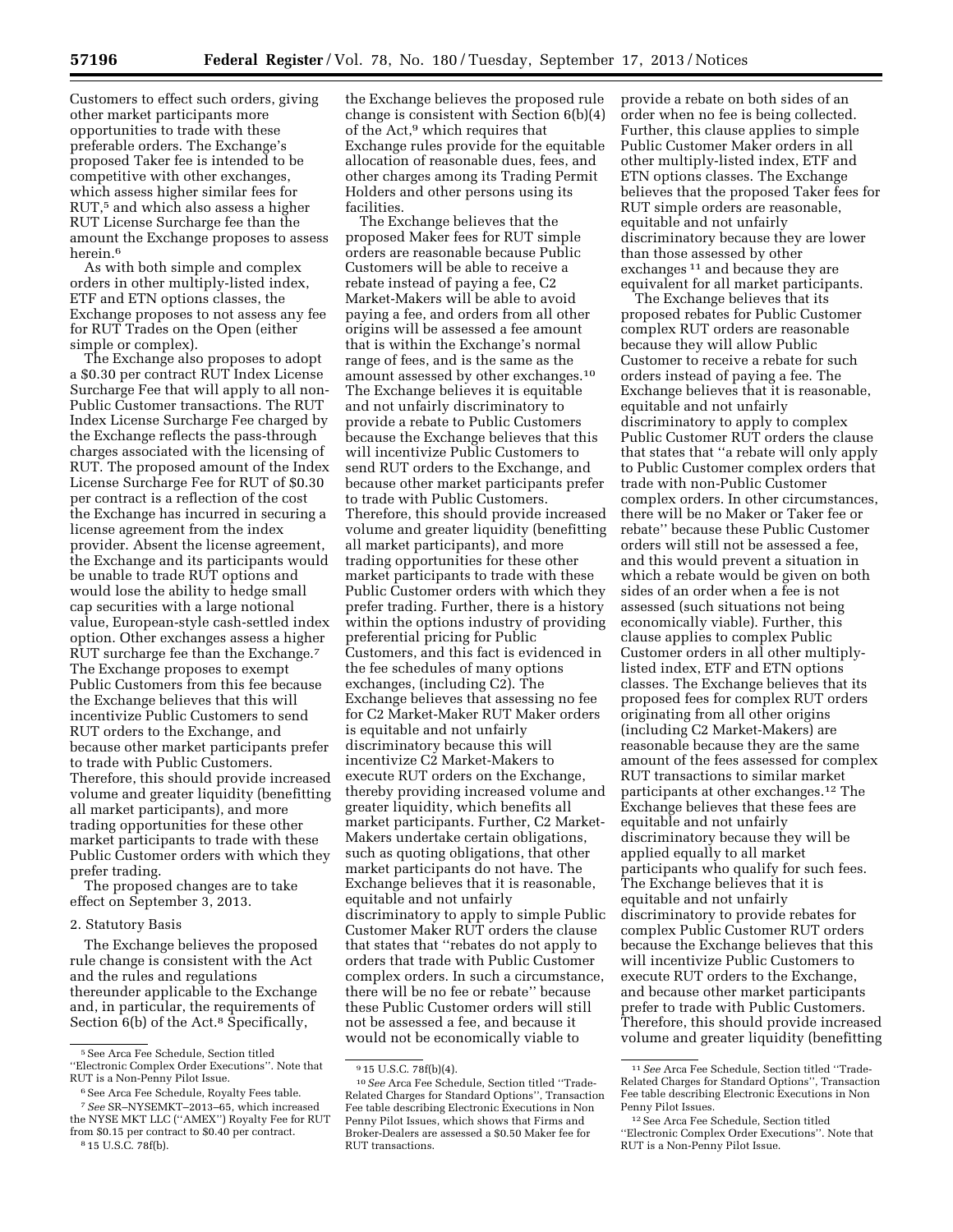Customers to effect such orders, giving other market participants more opportunities to trade with these preferable orders. The Exchange's proposed Taker fee is intended to be competitive with other exchanges, which assess higher similar fees for RUT,[5] and which also assess a higher RUT License Surcharge fee than the amount the Exchange proposes to assess herein.[6]

As with both simple and complex orders in other multiply-listed index, ETF and ETN options classes, the Exchange proposes to not assess any fee for RUT Trades on the Open (either simple or complex).

The Exchange also proposes to adopt a $0.30 per contract RUT Index License Surcharge Fee that will apply to all non-Public Customer transactions. The RUT Index License Surcharge Fee charged by the Exchange reflects the pass-through charges associated with the licensing of RUT. The proposed amount of the Index License Surcharge Fee for RUT of $0.30 per contract is a reflection of the cost the Exchange has incurred in securing a license agreement from the index provider. Absent the license agreement, the Exchange and its participants would be unable to trade RUT options and would lose the ability to hedge small cap securities with a large notional value, European-style cash-settled index option. Other exchanges assess a higher RUT surcharge fee than the Exchange.[7] The Exchange proposes to exempt Public Customers from this fee because the Exchange believes that this will incentivize Public Customers to send RUT orders to the Exchange, and because other market participants prefer to trade with Public Customers. Therefore, this should provide increased volume and greater liquidity (benefitting all market participants), and more trading opportunities for these other market participants to trade with these Public Customer orders with which they prefer trading.

The proposed changes are to take effect on September 3, 2013.

2. Statutory Basis

The Exchange believes the proposed rule change is consistent with the Act and the rules and regulations thereunder applicable to the Exchange and, in particular, the requirements of Section 6(b) of the Act.[8] Specifically, the Exchange believes the proposed rule change is consistent with Section 6(b)(4) of the Act,[9] which requires that Exchange rules provide for the equitable allocation of reasonable dues, fees, and other charges among its Trading Permit Holders and other persons using its facilities.

The Exchange believes that the proposed Maker fees for RUT simple orders are reasonable because Public Customers will be able to receive a rebate instead of paying a fee, C2 Market-Makers will be able to avoid paying a fee, and orders from all other origins will be assessed a fee amount that is within the Exchange's normal range of fees, and is the same as the amount assessed by other exchanges.[10] The Exchange believes it is equitable and not unfairly discriminatory to provide a rebate to Public Customers because the Exchange believes that this will incentivize Public Customers to send RUT orders to the Exchange, and because other market participants prefer to trade with Public Customers. Therefore, this should provide increased volume and greater liquidity (benefitting all market participants), and more trading opportunities for these other market participants to trade with these Public Customer orders with which they prefer trading. Further, there is a history within the options industry of providing preferential pricing for Public Customers, and this fact is evidenced in the fee schedules of many options exchanges, (including C2). The Exchange believes that assessing no fee for C2 Market-Maker RUT Maker orders is equitable and not unfairly discriminatory because this will incentivize C2 Market-Makers to execute RUT orders on the Exchange, thereby providing increased volume and greater liquidity, which benefits all market participants. Further, C2 Market-Makers undertake certain obligations, such as quoting obligations, that other market participants do not have. The Exchange believes that it is reasonable, equitable and not unfairly discriminatory to apply to simple Public Customer Maker RUT orders the clause that states that "rebates do not apply to orders that trade with Public Customer complex orders. In such a circumstance, there will be no fee or rebate" because these Public Customer orders will still not be assessed a fee, and because it would not be economically viable to provide a rebate on both sides of an order when no fee is being collected. Further, this clause applies to simple Public Customer Maker orders in all other multiply-listed index, ETF and ETN options classes. The Exchange believes that the proposed Taker fees for RUT simple orders are reasonable, equitable and not unfairly discriminatory because they are lower than those assessed by other exchanges[11] and because they are equivalent for all market participants.

The Exchange believes that its proposed rebates for Public Customer complex RUT orders are reasonable because they will allow Public Customer to receive a rebate for such orders instead of paying a fee. The Exchange believes that it is reasonable, equitable and not unfairly discriminatory to apply to complex Public Customer RUT orders the clause that states that "a rebate will only apply to Public Customer complex orders that trade with non-Public Customer complex orders. In other circumstances, there will be no Maker or Taker fee or rebate" because these Public Customer orders will still not be assessed a fee, and this would prevent a situation in which a rebate would be given on both sides of an order when a fee is not assessed (such situations not being economically viable). Further, this clause applies to complex Public Customer orders in all other multiply-listed index, ETF and ETN options classes. The Exchange believes that its proposed fees for complex RUT orders originating from all other origins (including C2 Market-Makers) are reasonable because they are the same amount of the fees assessed for complex RUT transactions to similar market participants at other exchanges.[12] The Exchange believes that these fees are equitable and not unfairly discriminatory because they will be applied equally to all market participants who qualify for such fees. The Exchange believes that it is equitable and not unfairly discriminatory to provide rebates for complex Public Customer RUT orders because the Exchange believes that this will incentivize Public Customers to execute RUT orders to the Exchange, and because other market participants prefer to trade with Public Customers. Therefore, this should provide increased volume and greater liquidity (benefitting

---

[5] See Arca Fee Schedule, Section titled "Electronic Complex Order Executions". Note that RUT is a Non-Penny Pilot Issue.

[6] See Arca Fee Schedule, Royalty Fees table.

[7] *See* SR–NYSEMKT–2013–65, which increased the NYSE MKT LLC ("AMEX") Royalty Fee for RUT from $0.15 per contract to $0.40 per contract.

[8] 15 U.S.C. 78f(b).

[9] 15 U.S.C. 78f(b)(4).

[10] *See* Arca Fee Schedule, Section titled "Trade-Related Charges for Standard Options", Transaction Fee table describing Electronic Executions in Non Penny Pilot Issues, which shows that Firms and Broker-Dealers are assessed a $0.50 Maker fee for RUT transactions.

[11] *See* Arca Fee Schedule, Section titled "Trade-Related Charges for Standard Options", Transaction Fee table describing Electronic Executions in Non Penny Pilot Issues.

[12] See Arca Fee Schedule, Section titled "Electronic Complex Order Executions". Note that RUT is a Non-Penny Pilot Issue.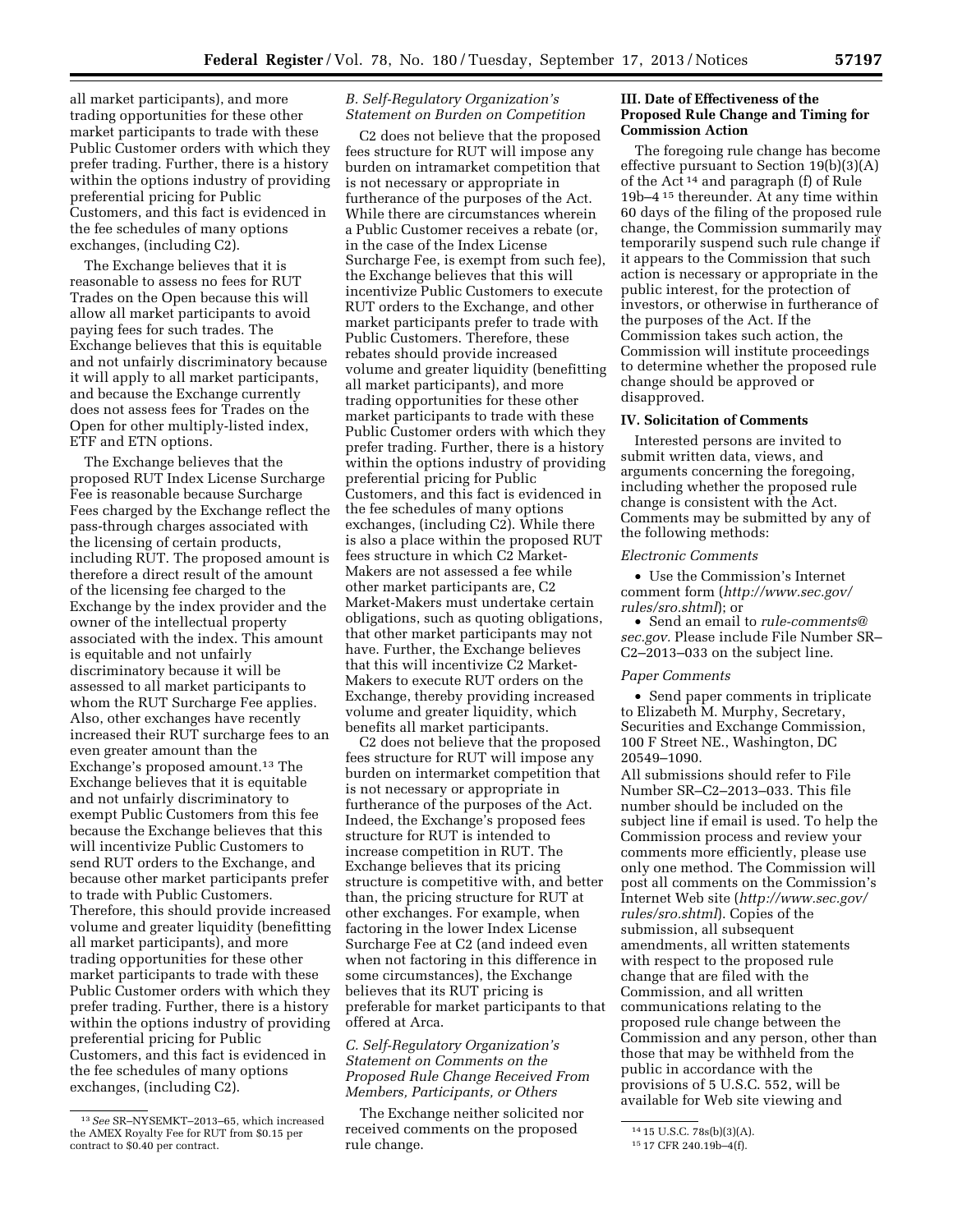all market participants), and more trading opportunities for these other market participants to trade with these Public Customer orders with which they prefer trading. Further, there is a history within the options industry of providing preferential pricing for Public Customers, and this fact is evidenced in the fee schedules of many options exchanges, (including C2).

The Exchange believes that it is reasonable to assess no fees for RUT Trades on the Open because this will allow all market participants to avoid paying fees for such trades. The Exchange believes that this is equitable and not unfairly discriminatory because it will apply to all market participants, and because the Exchange currently does not assess fees for Trades on the Open for other multiply-listed index, ETF and ETN options.

The Exchange believes that the proposed RUT Index License Surcharge Fee is reasonable because Surcharge Fees charged by the Exchange reflect the pass-through charges associated with the licensing of certain products, including RUT. The proposed amount is therefore a direct result of the amount of the licensing fee charged to the Exchange by the index provider and the owner of the intellectual property associated with the index. This amount is equitable and not unfairly discriminatory because it will be assessed to all market participants to whom the RUT Surcharge Fee applies. Also, other exchanges have recently increased their RUT surcharge fees to an even greater amount than the Exchange's proposed amount.[13] The Exchange believes that it is equitable and not unfairly discriminatory to exempt Public Customers from this fee because the Exchange believes that this will incentivize Public Customers to send RUT orders to the Exchange, and because other market participants prefer to trade with Public Customers. Therefore, this should provide increased volume and greater liquidity (benefitting all market participants), and more trading opportunities for these other market participants to trade with these Public Customer orders with which they prefer trading. Further, there is a history within the options industry of providing preferential pricing for Public Customers, and this fact is evidenced in the fee schedules of many options exchanges, (including C2).

### B. Self-Regulatory Organization's Statement on Burden on Competition

C2 does not believe that the proposed fees structure for RUT will impose any burden on intramarket competition that is not necessary or appropriate in furtherance of the purposes of the Act. While there are circumstances wherein a Public Customer receives a rebate (or, in the case of the Index License Surcharge Fee, is exempt from such fee), the Exchange believes that this will incentivize Public Customers to execute RUT orders to the Exchange, and other market participants prefer to trade with Public Customers. Therefore, these rebates should provide increased volume and greater liquidity (benefitting all market participants), and more trading opportunities for these other market participants to trade with these Public Customer orders with which they prefer trading. Further, there is a history within the options industry of providing preferential pricing for Public Customers, and this fact is evidenced in the fee schedules of many options exchanges, (including C2). While there is also a place within the proposed RUT fees structure in which C2 Market-Makers are not assessed a fee while other market participants are, C2 Market-Makers must undertake certain obligations, such as quoting obligations, that other market participants may not have. Further, the Exchange believes that this will incentivize C2 Market-Makers to execute RUT orders on the Exchange, thereby providing increased volume and greater liquidity, which benefits all market participants.

C2 does not believe that the proposed fees structure for RUT will impose any burden on intermarket competition that is not necessary or appropriate in furtherance of the purposes of the Act. Indeed, the Exchange's proposed fees structure for RUT is intended to increase competition in RUT. The Exchange believes that its pricing structure is competitive with, and better than, the pricing structure for RUT at other exchanges. For example, when factoring in the lower Index License Surcharge Fee at C2 (and indeed even when not factoring in this difference in some circumstances), the Exchange believes that its RUT pricing is preferable for market participants to that offered at Arca.

### C. Self-Regulatory Organization's Statement on Comments on the Proposed Rule Change Received From Members, Participants, or Others

The Exchange neither solicited nor received comments on the proposed rule change.

## III. Date of Effectiveness of the Proposed Rule Change and Timing for Commission Action

The foregoing rule change has become effective pursuant to Section 19(b)(3)(A) of the Act[14] and paragraph (f) of Rule 19b–4[15] thereunder. At any time within 60 days of the filing of the proposed rule change, the Commission summarily may temporarily suspend such rule change if it appears to the Commission that such action is necessary or appropriate in the public interest, for the protection of investors, or otherwise in furtherance of the purposes of the Act. If the Commission takes such action, the Commission will institute proceedings to determine whether the proposed rule change should be approved or disapproved.

## IV. Solicitation of Comments

Interested persons are invited to submit written data, views, and arguments concerning the foregoing, including whether the proposed rule change is consistent with the Act. Comments may be submitted by any of the following methods:

*Electronic Comments*

- Use the Commission's Internet comment form (*http://www.sec.gov/rules/sro.shtml*); or
- Send an email to *rule-comments@sec.gov.* Please include File Number SR–C2–2013–033 on the subject line.

*Paper Comments*

- Send paper comments in triplicate to Elizabeth M. Murphy, Secretary, Securities and Exchange Commission, 100 F Street NE., Washington, DC 20549–1090.

All submissions should refer to File Number SR–C2–2013–033. This file number should be included on the subject line if email is used. To help the Commission process and review your comments more efficiently, please use only one method. The Commission will post all comments on the Commission's Internet Web site (*http://www.sec.gov/rules/sro.shtml*). Copies of the submission, all subsequent amendments, all written statements with respect to the proposed rule change that are filed with the Commission, and all written communications relating to the proposed rule change between the Commission and any person, other than those that may be withheld from the public in accordance with the provisions of 5 U.S.C. 552, will be available for Web site viewing and

---

[13] *See* SR–NYSEMKT–2013–65, which increased the AMEX Royalty Fee for RUT from $0.15 per contract to $0.40 per contract.

[14] 15 U.S.C. 78s(b)(3)(A).

[15] 17 CFR 240.19b–4(f).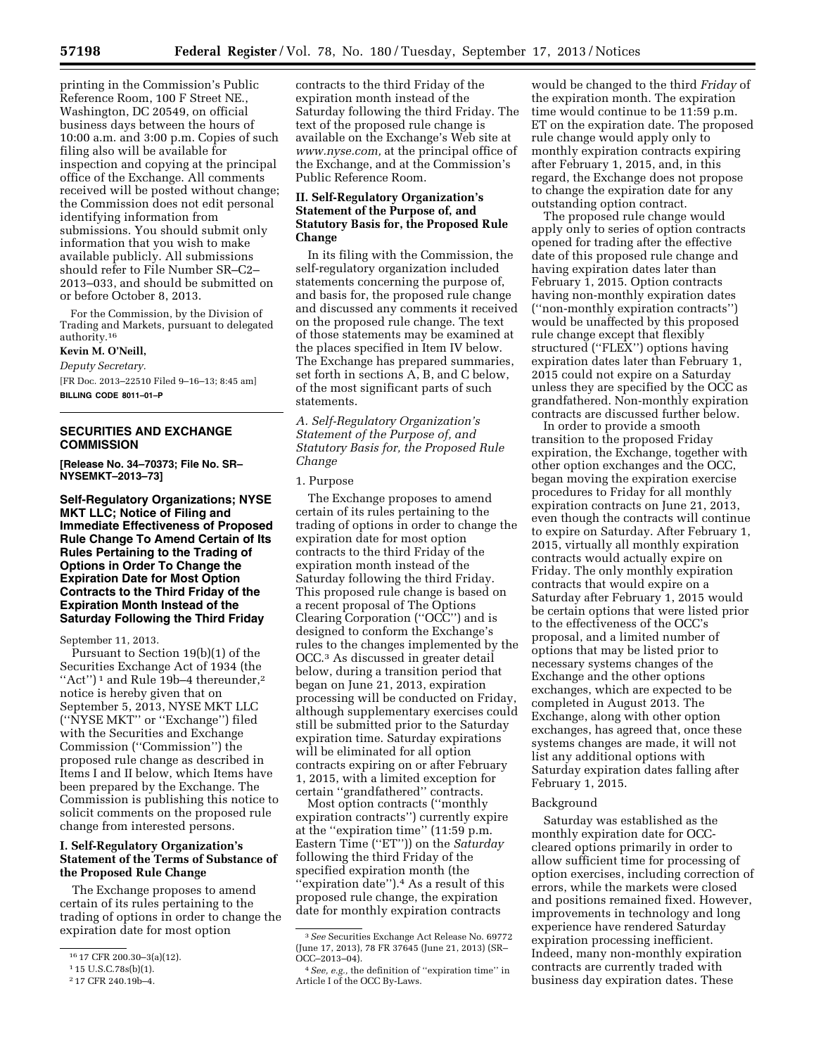printing in the Commission's Public Reference Room, 100 F Street NE., Washington, DC 20549, on official business days between the hours of 10:00 a.m. and 3:00 p.m. Copies of such filing also will be available for inspection and copying at the principal office of the Exchange. All comments received will be posted without change; the Commission does not edit personal identifying information from submissions. You should submit only information that you wish to make available publicly. All submissions should refer to File Number SR–C2–2013–033, and should be submitted on or before October 8, 2013.

For the Commission, by the Division of Trading and Markets, pursuant to delegated authority.[16]

**Kevin M. O'Neill,**

*Deputy Secretary.*

[FR Doc. 2013–22510 Filed 9–16–13; 8:45 am]

**BILLING CODE 8011–01–P**

---

## SECURITIES AND EXCHANGE COMMISSION

**[Release No. 34–70373; File No. SR–NYSEMKT–2013–73]**

## Self-Regulatory Organizations; NYSE MKT LLC; Notice of Filing and Immediate Effectiveness of Proposed Rule Change To Amend Certain of Its Rules Pertaining to the Trading of Options in Order To Change the Expiration Date for Most Option Contracts to the Third Friday of the Expiration Month Instead of the Saturday Following the Third Friday

September 11, 2013.

Pursuant to Section 19(b)(1) of the Securities Exchange Act of 1934 (the "Act")[1] and Rule 19b–4 thereunder,[2] notice is hereby given that on September 5, 2013, NYSE MKT LLC ("NYSE MKT" or "Exchange") filed with the Securities and Exchange Commission ("Commission") the proposed rule change as described in Items I and II below, which Items have been prepared by the Exchange. The Commission is publishing this notice to solicit comments on the proposed rule change from interested persons.

### I. Self-Regulatory Organization's Statement of the Terms of Substance of the Proposed Rule Change

The Exchange proposes to amend certain of its rules pertaining to the trading of options in order to change the expiration date for most option contracts to the third Friday of the expiration month instead of the Saturday following the third Friday. The text of the proposed rule change is available on the Exchange's Web site at *www.nyse.com,* at the principal office of the Exchange, and at the Commission's Public Reference Room.

### II. Self-Regulatory Organization's Statement of the Purpose of, and Statutory Basis for, the Proposed Rule Change

In its filing with the Commission, the self-regulatory organization included statements concerning the purpose of, and basis for, the proposed rule change and discussed any comments it received on the proposed rule change. The text of those statements may be examined at the places specified in Item IV below. The Exchange has prepared summaries, set forth in sections A, B, and C below, of the most significant parts of such statements.

*A. Self-Regulatory Organization's Statement of the Purpose of, and Statutory Basis for, the Proposed Rule Change*

1. Purpose

The Exchange proposes to amend certain of its rules pertaining to the trading of options in order to change the expiration date for most option contracts to the third Friday of the expiration month instead of the Saturday following the third Friday. This proposed rule change is based on a recent proposal of The Options Clearing Corporation ("OCC") and is designed to conform the Exchange's rules to the changes implemented by the OCC.[3] As discussed in greater detail below, during a transition period that began on June 21, 2013, expiration processing will be conducted on Friday, although supplementary exercises could still be submitted prior to the Saturday expiration time. Saturday expirations will be eliminated for all option contracts expiring on or after February 1, 2015, with a limited exception for certain "grandfathered" contracts.

Most option contracts ("monthly expiration contracts") currently expire at the "expiration time" (11:59 p.m. Eastern Time ("ET")) on the *Saturday* following the third Friday of the specified expiration month (the "expiration date").[4] As a result of this proposed rule change, the expiration date for monthly expiration contracts would be changed to the third *Friday* of the expiration month. The expiration time would continue to be 11:59 p.m. ET on the expiration date. The proposed rule change would apply only to monthly expiration contracts expiring after February 1, 2015, and, in this regard, the Exchange does not propose to change the expiration date for any outstanding option contract.

The proposed rule change would apply only to series of option contracts opened for trading after the effective date of this proposed rule change and having expiration dates later than February 1, 2015. Option contracts having non-monthly expiration dates ("non-monthly expiration contracts") would be unaffected by this proposed rule change except that flexibly structured ("FLEX") options having expiration dates later than February 1, 2015 could not expire on a Saturday unless they are specified by the OCC as grandfathered. Non-monthly expiration contracts are discussed further below.

In order to provide a smooth transition to the proposed Friday expiration, the Exchange, together with other option exchanges and the OCC, began moving the expiration exercise procedures to Friday for all monthly expiration contracts on June 21, 2013, even though the contracts will continue to expire on Saturday. After February 1, 2015, virtually all monthly expiration contracts would actually expire on Friday. The only monthly expiration contracts that would expire on a Saturday after February 1, 2015 would be certain options that were listed prior to the effectiveness of the OCC's proposal, and a limited number of options that may be listed prior to necessary systems changes of the Exchange and the other options exchanges, which are expected to be completed in August 2013. The Exchange, along with other option exchanges, has agreed that, once these systems changes are made, it will not list any additional options with Saturday expiration dates falling after February 1, 2015.

Background

Saturday was established as the monthly expiration date for OCC-cleared options primarily in order to allow sufficient time for processing of option exercises, including correction of errors, while the markets were closed and positions remained fixed. However, improvements in technology and long experience have rendered Saturday expiration processing inefficient. Indeed, many non-monthly expiration contracts are currently traded with business day expiration dates. These

---

[16] 17 CFR 200.30–3(a)(12).

[1] 15 U.S.C.78s(b)(1).

[2] 17 CFR 240.19b–4.

[3] *See* Securities Exchange Act Release No. 69772 (June 17, 2013), 78 FR 37645 (June 21, 2013) (SR–OCC–2013–04).

[4] *See, e.g.,* the definition of "expiration time" in Article I of the OCC By-Laws.